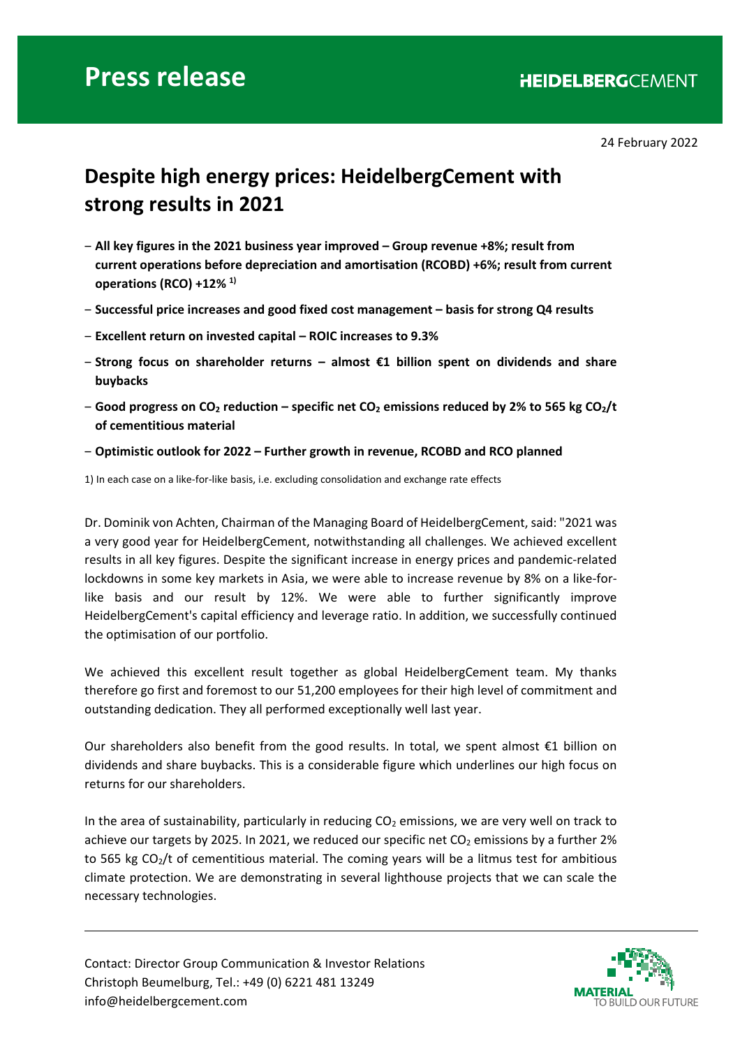# Press release

**HEIDELBERGCEMENT**

24 February 2022

## Despite high energy prices: HeidelbergCement with strong results in 2021

- **All key figures in the 2021 business year improved – Group revenue +8%; result from current operations before depreciation and amortisation (RCOBD) +6%; result from current operations (RCO) +12%** [1)]
- **Successful price increases and good fixed cost management – basis for strong Q4 results**
- **Excellent return on invested capital – ROIC increases to 9.3%**
- **Strong focus on shareholder returns – almost €1 billion spent on dividends and share buybacks**
- **Good progress on $CO_2$ reduction – specific net $CO_2$ emissions reduced by 2% to 565 kg $CO_2$/t of cementitious material**
- **Optimistic outlook for 2022 – Further growth in revenue, RCOBD and RCO planned**

1) In each case on a like-for-like basis, i.e. excluding consolidation and exchange rate effects

Dr. Dominik von Achten, Chairman of the Managing Board of HeidelbergCement, said: "2021 was a very good year for HeidelbergCement, notwithstanding all challenges. We achieved excellent results in all key figures. Despite the significant increase in energy prices and pandemic-related lockdowns in some key markets in Asia, we were able to increase revenue by 8% on a like-for-like basis and our result by 12%. We were able to further significantly improve HeidelbergCement's capital efficiency and leverage ratio. In addition, we successfully continued the optimisation of our portfolio.

We achieved this excellent result together as global HeidelbergCement team. My thanks therefore go first and foremost to our 51,200 employees for their high level of commitment and outstanding dedication. They all performed exceptionally well last year.

Our shareholders also benefit from the good results. In total, we spent almost €1 billion on dividends and share buybacks. This is a considerable figure which underlines our high focus on returns for our shareholders.

In the area of sustainability, particularly in reducing $CO_2$ emissions, we are very well on track to achieve our targets by 2025. In 2021, we reduced our specific net $CO_2$ emissions by a further 2% to 565 kg $CO_2$/t of cementitious material. The coming years will be a litmus test for ambitious climate protection. We are demonstrating in several lighthouse projects that we can scale the necessary technologies.

Contact: Director Group Communication & Investor Relations
Christoph Beumelburg, Tel.: +49 (0) 6221 481 13249
info@heidelbergcement.com

MATERIAL TO BUILD OUR FUTURE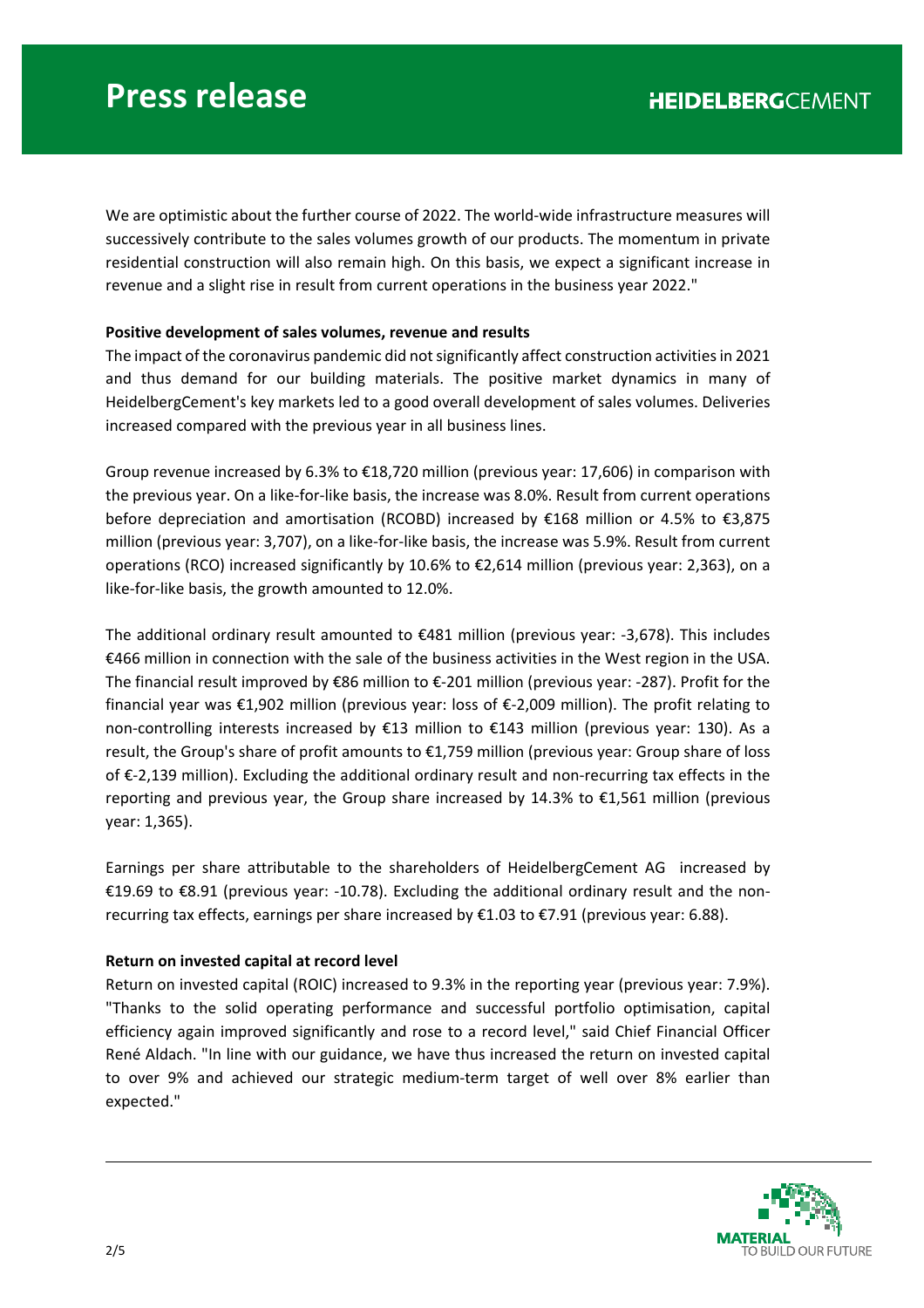We are optimistic about the further course of 2022. The world-wide infrastructure measures will successively contribute to the sales volumes growth of our products. The momentum in private residential construction will also remain high. On this basis, we expect a significant increase in revenue and a slight rise in result from current operations in the business year 2022."

**Positive development of sales volumes, revenue and results**

The impact of the coronavirus pandemic did not significantly affect construction activities in 2021 and thus demand for our building materials. The positive market dynamics in many of HeidelbergCement's key markets led to a good overall development of sales volumes. Deliveries increased compared with the previous year in all business lines.

Group revenue increased by 6.3% to €18,720 million (previous year: 17,606) in comparison with the previous year. On a like-for-like basis, the increase was 8.0%. Result from current operations before depreciation and amortisation (RCOBD) increased by €168 million or 4.5% to €3,875 million (previous year: 3,707), on a like-for-like basis, the increase was 5.9%. Result from current operations (RCO) increased significantly by 10.6% to €2,614 million (previous year: 2,363), on a like-for-like basis, the growth amounted to 12.0%.

The additional ordinary result amounted to €481 million (previous year: -3,678). This includes €466 million in connection with the sale of the business activities in the West region in the USA. The financial result improved by €86 million to €-201 million (previous year: -287). Profit for the financial year was €1,902 million (previous year: loss of €-2,009 million). The profit relating to non-controlling interests increased by €13 million to €143 million (previous year: 130). As a result, the Group's share of profit amounts to €1,759 million (previous year: Group share of loss of €-2,139 million). Excluding the additional ordinary result and non-recurring tax effects in the reporting and previous year, the Group share increased by 14.3% to €1,561 million (previous year: 1,365).

Earnings per share attributable to the shareholders of HeidelbergCement AG increased by €19.69 to €8.91 (previous year: -10.78). Excluding the additional ordinary result and the non-recurring tax effects, earnings per share increased by €1.03 to €7.91 (previous year: 6.88).

**Return on invested capital at record level**

Return on invested capital (ROIC) increased to 9.3% in the reporting year (previous year: 7.9%). "Thanks to the solid operating performance and successful portfolio optimisation, capital efficiency again improved significantly and rose to a record level," said Chief Financial Officer René Aldach. "In line with our guidance, we have thus increased the return on invested capital to over 9% and achieved our strategic medium-term target of well over 8% earlier than expected."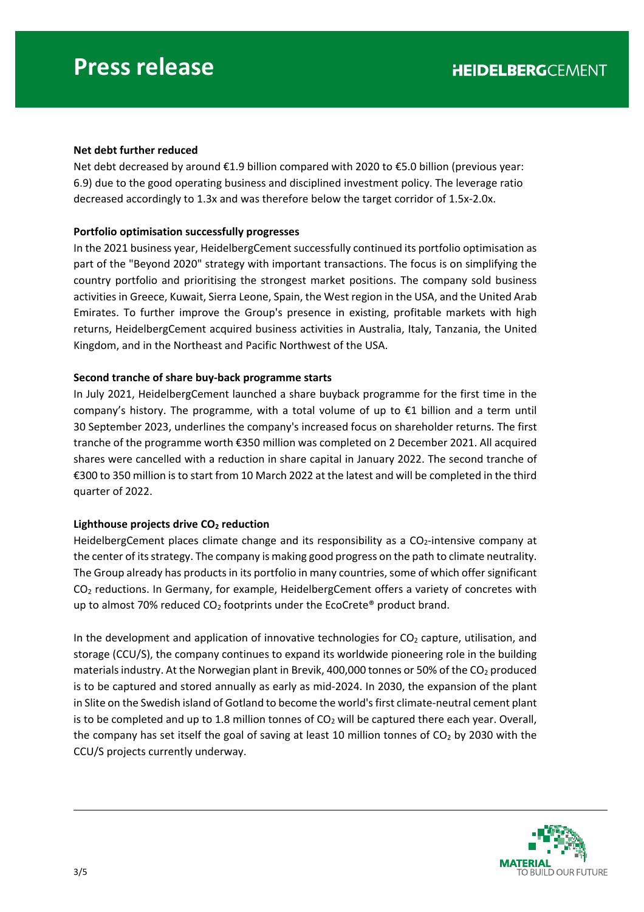**Net debt further reduced**

Net debt decreased by around €1.9 billion compared with 2020 to €5.0 billion (previous year: 6.9) due to the good operating business and disciplined investment policy. The leverage ratio decreased accordingly to 1.3x and was therefore below the target corridor of 1.5x-2.0x.

**Portfolio optimisation successfully progresses**

In the 2021 business year, HeidelbergCement successfully continued its portfolio optimisation as part of the "Beyond 2020" strategy with important transactions. The focus is on simplifying the country portfolio and prioritising the strongest market positions. The company sold business activities in Greece, Kuwait, Sierra Leone, Spain, the West region in the USA, and the United Arab Emirates. To further improve the Group's presence in existing, profitable markets with high returns, HeidelbergCement acquired business activities in Australia, Italy, Tanzania, the United Kingdom, and in the Northeast and Pacific Northwest of the USA.

**Second tranche of share buy-back programme starts**

In July 2021, HeidelbergCement launched a share buyback programme for the first time in the company's history. The programme, with a total volume of up to €1 billion and a term until 30 September 2023, underlines the company's increased focus on shareholder returns. The first tranche of the programme worth €350 million was completed on 2 December 2021. All acquired shares were cancelled with a reduction in share capital in January 2022. The second tranche of €300 to 350 million is to start from 10 March 2022 at the latest and will be completed in the third quarter of 2022.

**Lighthouse projects drive $CO_2$ reduction**

HeidelbergCement places climate change and its responsibility as a $CO_2$-intensive company at the center of its strategy. The company is making good progress on the path to climate neutrality. The Group already has products in its portfolio in many countries, some of which offer significant $CO_2$ reductions. In Germany, for example, HeidelbergCement offers a variety of concretes with up to almost 70% reduced $CO_2$ footprints under the EcoCrete® product brand.

In the development and application of innovative technologies for $CO_2$ capture, utilisation, and storage (CCU/S), the company continues to expand its worldwide pioneering role in the building materials industry. At the Norwegian plant in Brevik, 400,000 tonnes or 50% of the $CO_2$ produced is to be captured and stored annually as early as mid-2024. In 2030, the expansion of the plant in Slite on the Swedish island of Gotland to become the world's first climate-neutral cement plant is to be completed and up to 1.8 million tonnes of $CO_2$ will be captured there each year. Overall, the company has set itself the goal of saving at least 10 million tonnes of $CO_2$ by 2030 with the CCU/S projects currently underway.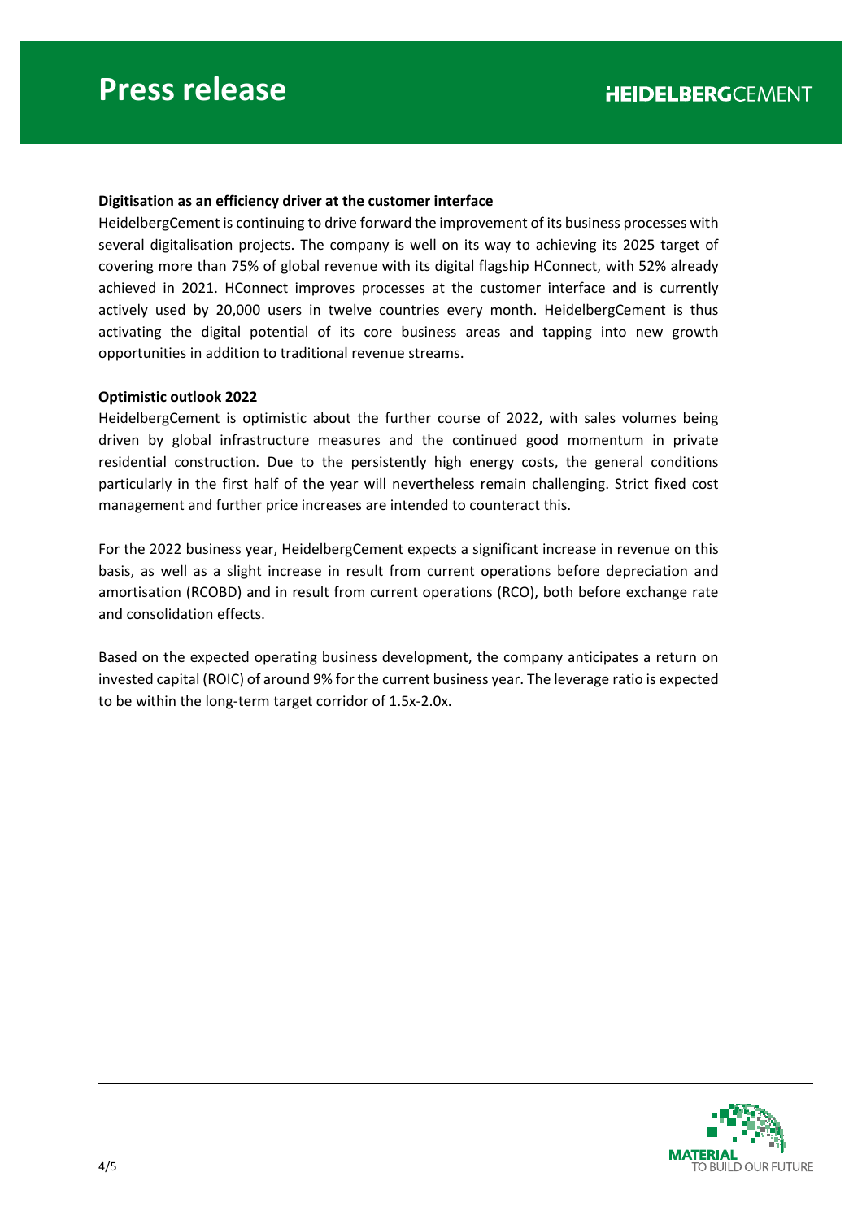**Digitisation as an efficiency driver at the customer interface**

HeidelbergCement is continuing to drive forward the improvement of its business processes with several digitalisation projects. The company is well on its way to achieving its 2025 target of covering more than 75% of global revenue with its digital flagship HConnect, with 52% already achieved in 2021. HConnect improves processes at the customer interface and is currently actively used by 20,000 users in twelve countries every month. HeidelbergCement is thus activating the digital potential of its core business areas and tapping into new growth opportunities in addition to traditional revenue streams.

**Optimistic outlook 2022**

HeidelbergCement is optimistic about the further course of 2022, with sales volumes being driven by global infrastructure measures and the continued good momentum in private residential construction. Due to the persistently high energy costs, the general conditions particularly in the first half of the year will nevertheless remain challenging. Strict fixed cost management and further price increases are intended to counteract this.

For the 2022 business year, HeidelbergCement expects a significant increase in revenue on this basis, as well as a slight increase in result from current operations before depreciation and amortisation (RCOBD) and in result from current operations (RCO), both before exchange rate and consolidation effects.

Based on the expected operating business development, the company anticipates a return on invested capital (ROIC) of around 9% for the current business year. The leverage ratio is expected to be within the long-term target corridor of 1.5x-2.0x.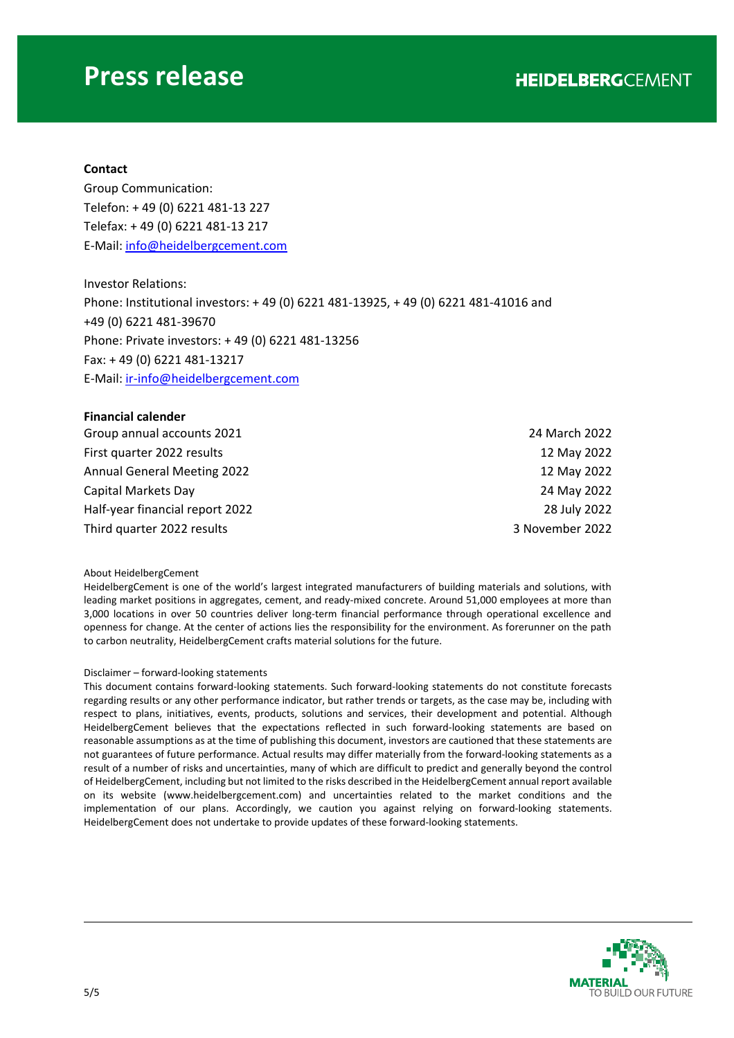**Contact**

Group Communication:
Telefon: + 49 (0) 6221 481-13 227
Telefax: + 49 (0) 6221 481-13 217
E-Mail: info@heidelbergcement.com

Investor Relations:
Phone: Institutional investors: + 49 (0) 6221 481-13925, + 49 (0) 6221 481-41016 and +49 (0) 6221 481-39670
Phone: Private investors: + 49 (0) 6221 481-13256
Fax: + 49 (0) 6221 481-13217
E-Mail: ir-info@heidelbergcement.com

**Financial calender**

| | |
|---|---|
| Group annual accounts 2021 | 24 March 2022 |
| First quarter 2022 results | 12 May 2022 |
| Annual General Meeting 2022 | 12 May 2022 |
| Capital Markets Day | 24 May 2022 |
| Half-year financial report 2022 | 28 July 2022 |
| Third quarter 2022 results | 3 November 2022 |

About HeidelbergCement

HeidelbergCement is one of the world's largest integrated manufacturers of building materials and solutions, with leading market positions in aggregates, cement, and ready-mixed concrete. Around 51,000 employees at more than 3,000 locations in over 50 countries deliver long-term financial performance through operational excellence and openness for change. At the center of actions lies the responsibility for the environment. As forerunner on the path to carbon neutrality, HeidelbergCement crafts material solutions for the future.

Disclaimer – forward-looking statements

This document contains forward-looking statements. Such forward-looking statements do not constitute forecasts regarding results or any other performance indicator, but rather trends or targets, as the case may be, including with respect to plans, initiatives, events, products, solutions and services, their development and potential. Although HeidelbergCement believes that the expectations reflected in such forward-looking statements are based on reasonable assumptions as at the time of publishing this document, investors are cautioned that these statements are not guarantees of future performance. Actual results may differ materially from the forward-looking statements as a result of a number of risks and uncertainties, many of which are difficult to predict and generally beyond the control of HeidelbergCement, including but not limited to the risks described in the HeidelbergCement annual report available on its website (www.heidelbergcement.com) and uncertainties related to the market conditions and the implementation of our plans. Accordingly, we caution you against relying on forward-looking statements. HeidelbergCement does not undertake to provide updates of these forward-looking statements.